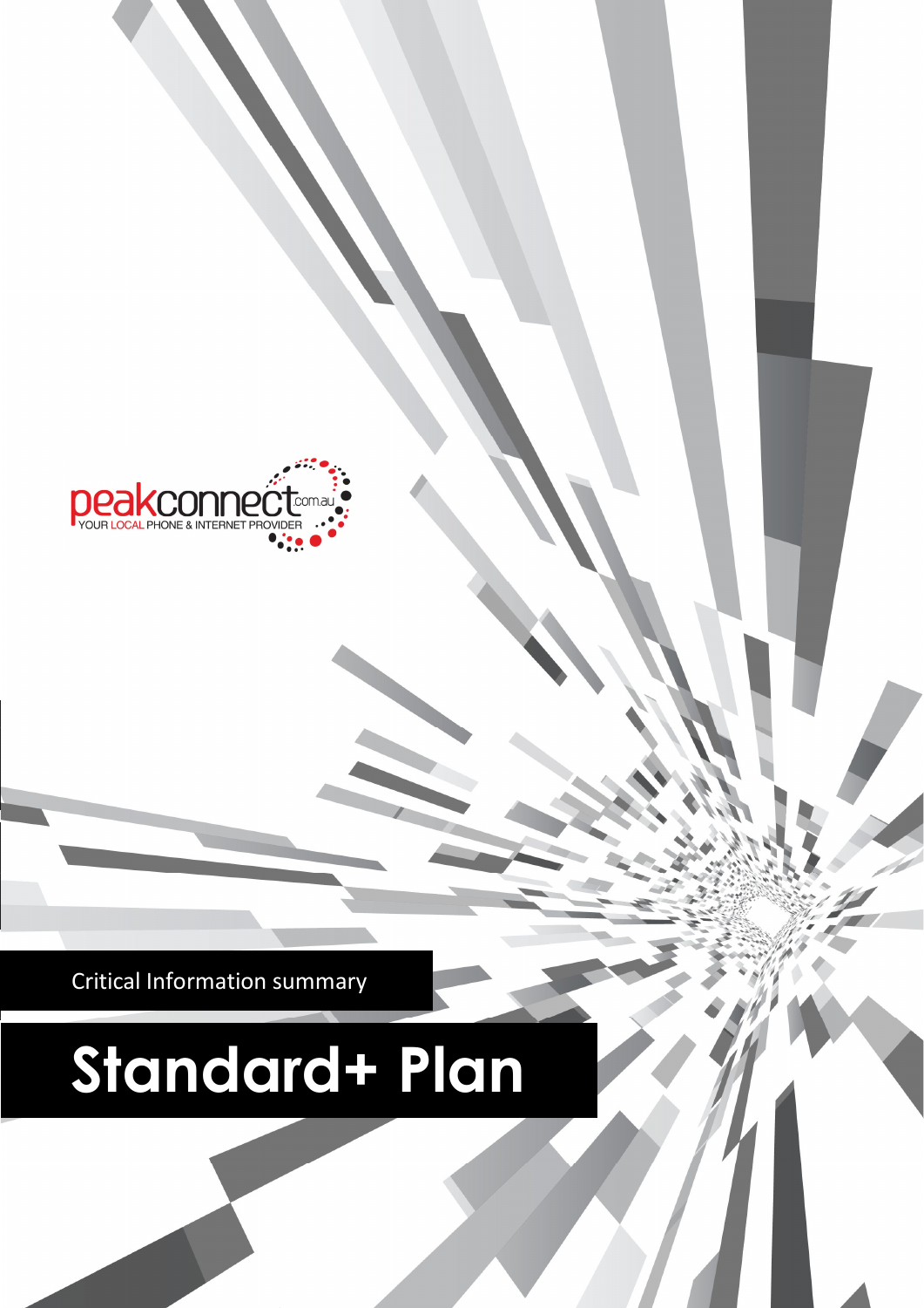peakconnect.com.au
YOUR LOCAL PHONE & INTERNET PROVIDER

Critical Information summary

# Standard+ Plan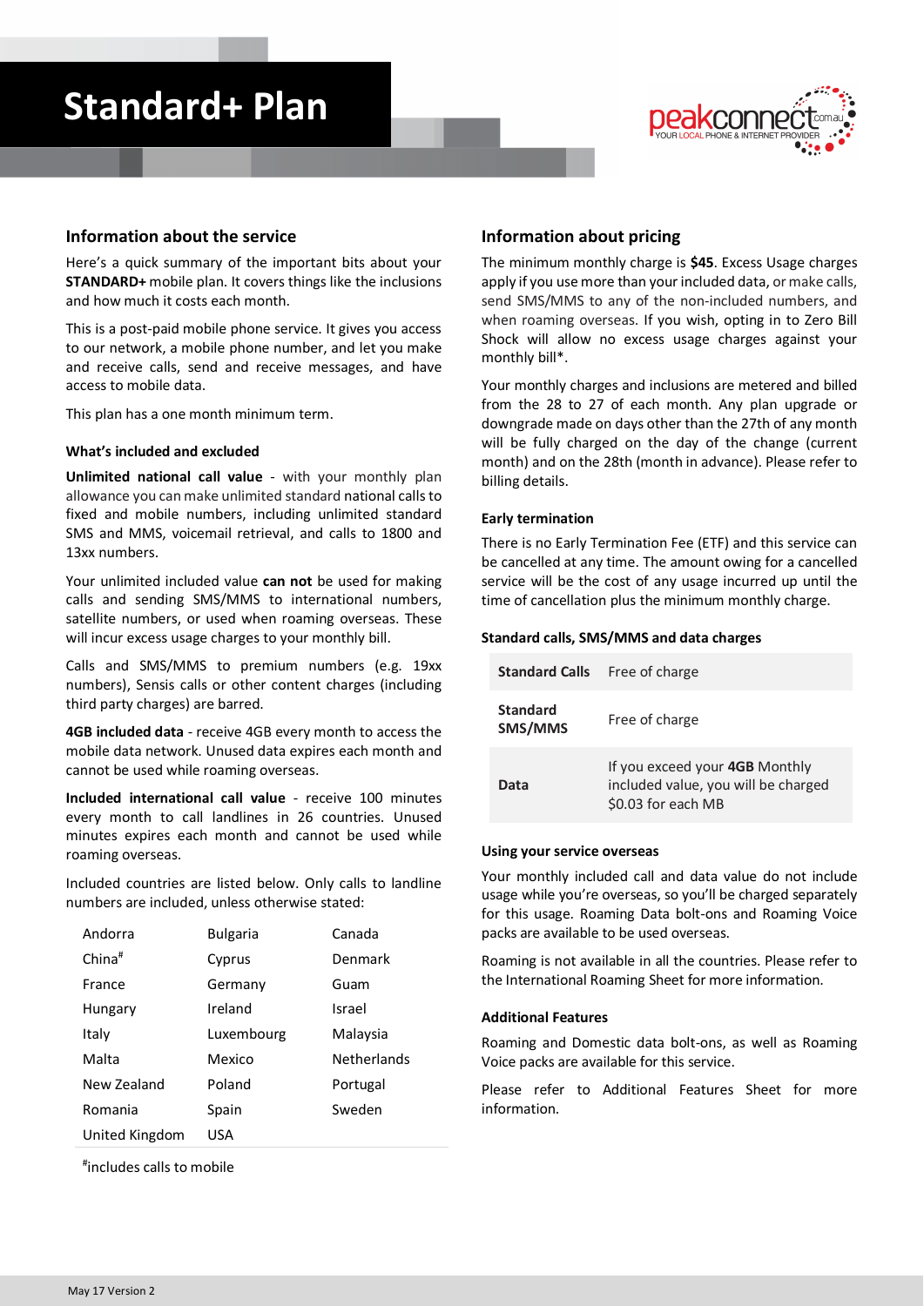# Standard+ Plan

peakconnect.com.au YOUR LOCAL PHONE & INTERNET PROVIDER

## Information about the service

Here's a quick summary of the important bits about your **STANDARD+** mobile plan. It covers things like the inclusions and how much it costs each month.

This is a post-paid mobile phone service. It gives you access to our network, a mobile phone number, and let you make and receive calls, send and receive messages, and have access to mobile data.

This plan has a one month minimum term.

### What's included and excluded

**Unlimited national call value** - with your monthly plan allowance you can make unlimited standard national calls to fixed and mobile numbers, including unlimited standard SMS and MMS, voicemail retrieval, and calls to 1800 and 13xx numbers.

Your unlimited included value **can not** be used for making calls and sending SMS/MMS to international numbers, satellite numbers, or used when roaming overseas. These will incur excess usage charges to your monthly bill.

Calls and SMS/MMS to premium numbers (e.g. 19xx numbers), Sensis calls or other content charges (including third party charges) are barred.

**4GB included data** - receive 4GB every month to access the mobile data network. Unused data expires each month and cannot be used while roaming overseas.

**Included international call value** - receive 100 minutes every month to call landlines in 26 countries. Unused minutes expires each month and cannot be used while roaming overseas.

Included countries are listed below. Only calls to landline numbers are included, unless otherwise stated:

| | | |
|---|---|---|
| Andorra | Bulgaria | Canada |
| China# | Cyprus | Denmark |
| France | Germany | Guam |
| Hungary | Ireland | Israel |
| Italy | Luxembourg | Malaysia |
| Malta | Mexico | Netherlands |
| New Zealand | Poland | Portugal |
| Romania | Spain | Sweden |
| United Kingdom | USA | |

#includes calls to mobile

## Information about pricing

The minimum monthly charge is **$45**. Excess Usage charges apply if you use more than your included data, or make calls, send SMS/MMS to any of the non-included numbers, and when roaming overseas. If you wish, opting in to Zero Bill Shock will allow no excess usage charges against your monthly bill*.

Your monthly charges and inclusions are metered and billed from the 28 to 27 of each month. Any plan upgrade or downgrade made on days other than the 27th of any month will be fully charged on the day of the change (current month) and on the 28th (month in advance). Please refer to billing details.

### Early termination

There is no Early Termination Fee (ETF) and this service can be cancelled at any time. The amount owing for a cancelled service will be the cost of any usage incurred up until the time of cancellation plus the minimum monthly charge.

### Standard calls, SMS/MMS and data charges

| | |
|---|---|
| **Standard Calls** | Free of charge |
| **Standard SMS/MMS** | Free of charge |
| **Data** | If you exceed your **4GB** Monthly included value, you will be charged $0.03 for each MB |

### Using your service overseas

Your monthly included call and data value do not include usage while you're overseas, so you'll be charged separately for this usage. Roaming Data bolt-ons and Roaming Voice packs are available to be used overseas.

Roaming is not available in all the countries. Please refer to the International Roaming Sheet for more information.

### Additional Features

Roaming and Domestic data bolt-ons, as well as Roaming Voice packs are available for this service.

Please refer to Additional Features Sheet for more information.

May 17 Version 2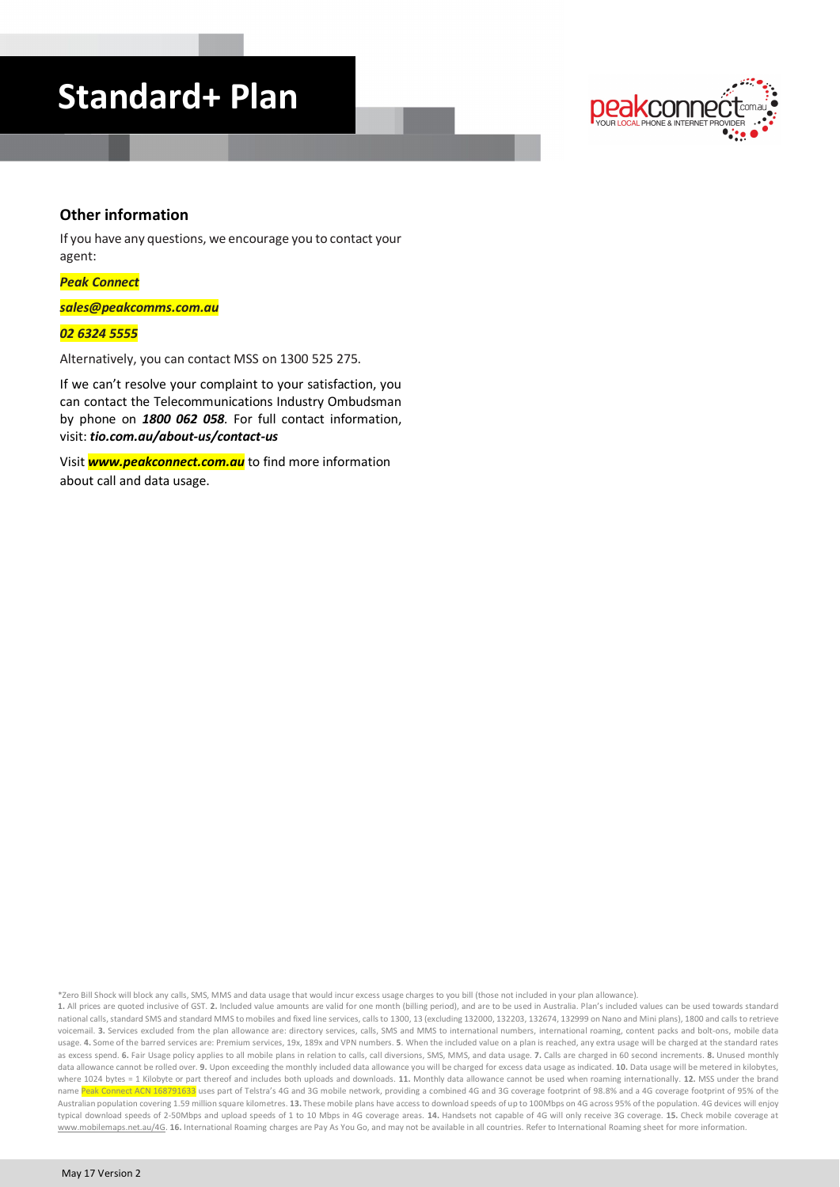# Standard+ Plan

## Other information

If you have any questions, we encourage you to contact your agent:

***Peak Connect***

***sales@peakcomms.com.au***

***02 6324 5555***

Alternatively, you can contact MSS on 1300 525 275.

If we can't resolve your complaint to your satisfaction, you can contact the Telecommunications Industry Ombudsman by phone on ***1800 062 058***. For full contact information, visit: ***tio.com.au/about-us/contact-us***

Visit ***www.peakconnect.com.au*** to find more information about call and data usage.

*Zero Bill Shock will block any calls, SMS, MMS and data usage that would incur excess usage charges to you bill (those not included in your plan allowance).

**1.** All prices are quoted inclusive of GST. **2.** Included value amounts are valid for one month (billing period), and are to be used in Australia. Plan's included values can be used towards standard national calls, standard SMS and standard MMS to mobiles and fixed line services, calls to 1300, 13 (excluding 132000, 132203, 132674, 132999 on Nano and Mini plans), 1800 and calls to retrieve voicemail. **3.** Services excluded from the plan allowance are: directory services, calls, SMS and MMS to international numbers, international roaming, content packs and bolt-ons, mobile data usage. **4.** Some of the barred services are: Premium services, 19x, 189x and VPN numbers. **5**. When the included value on a plan is reached, any extra usage will be charged at the standard rates as excess spend. **6.** Fair Usage policy applies to all mobile plans in relation to calls, call diversions, SMS, MMS, and data usage. **7.** Calls are charged in 60 second increments. **8.** Unused monthly data allowance cannot be rolled over. **9.** Upon exceeding the monthly included data allowance you will be charged for excess data usage as indicated. **10.** Data usage will be metered in kilobytes, where 1024 bytes = 1 Kilobyte or part thereof and includes both uploads and downloads. **11.** Monthly data allowance cannot be used when roaming internationally. **12.** MSS under the brand name Peak Connect ACN 168791633 uses part of Telstra's 4G and 3G mobile network, providing a combined 4G and 3G coverage footprint of 98.8% and a 4G coverage footprint of 95% of the Australian population covering 1.59 million square kilometres. **13.** These mobile plans have access to download speeds of up to 100Mbps on 4G across 95% of the population. 4G devices will enjoy typical download speeds of 2-50Mbps and upload speeds of 1 to 10 Mbps in 4G coverage areas. **14.** Handsets not capable of 4G will only receive 3G coverage. **15.** Check mobile coverage at www.mobilemaps.net.au/4G. **16.** International Roaming charges are Pay As You Go, and may not be available in all countries. Refer to International Roaming sheet for more information.

May 17 Version 2